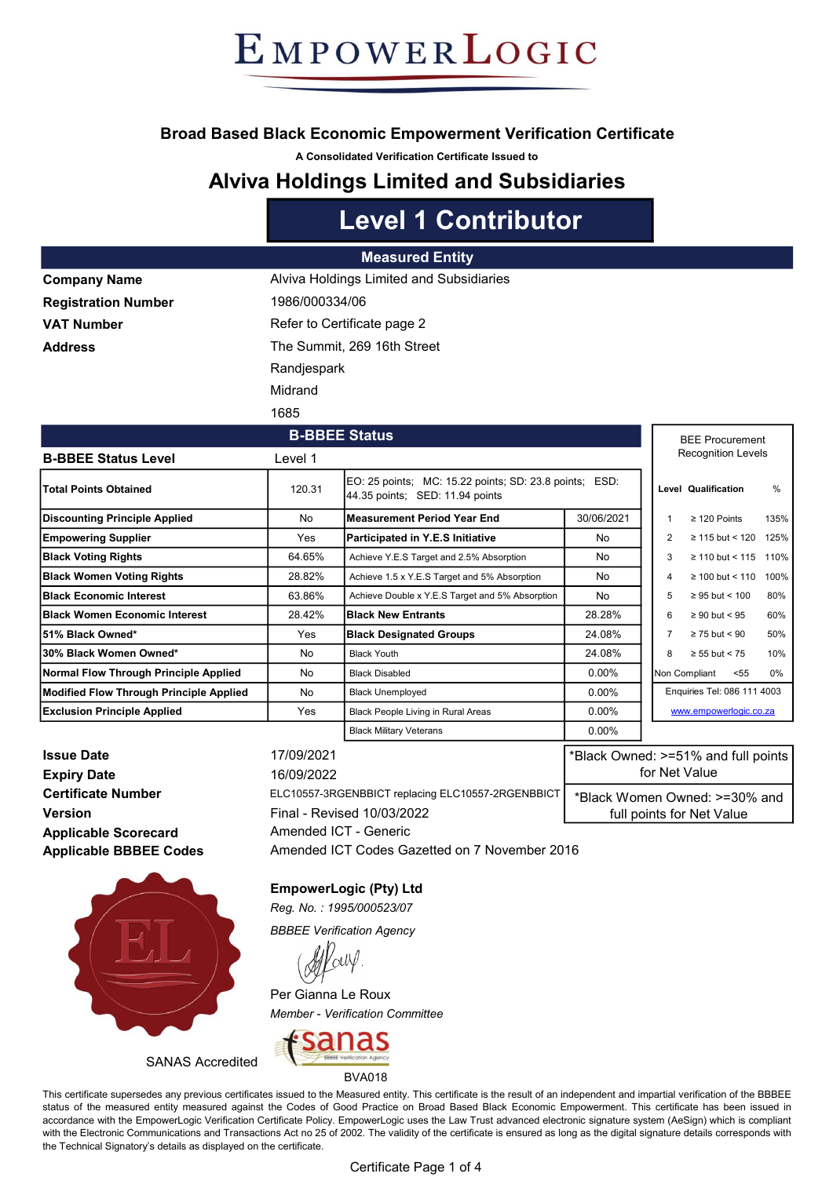# EmpowerLogic

## Broad Based Black Economic Empowerment Verification Certificate

A Consolidated Verification Certificate Issued to

## Alviva Holdings Limited and Subsidiaries

# Level 1 Contributor

### Measured Entity

| | |
|---|---|
| **Company Name** | Alviva Holdings Limited and Subsidiaries |
| **Registration Number** | 1986/000334/06 |
| **VAT Number** | Refer to Certificate page 2 |
| **Address** | The Summit, 269 16th Street |
| | Randjespark |
| | Midrand |
| | 1685 |

### B-BBEE Status

**B-BBEE Status Level** Level 1

| | | | |
|---|---|---|---|
| **Total Points Obtained** | 120.31 | EO: 25 points; MC: 15.22 points; SD: 23.8 points; ESD: 44.35 points; SED: 11.94 points | |
| **Discounting Principle Applied** | No | **Measurement Period Year End** | 30/06/2021 |
| **Empowering Supplier** | Yes | **Participated in Y.E.S Initiative** | No |
| **Black Voting Rights** | 64.65% | Achieve Y.E.S Target and 2.5% Absorption | No |
| **Black Women Voting Rights** | 28.82% | Achieve 1.5 x Y.E.S Target and 5% Absorption | No |
| **Black Economic Interest** | 63.86% | Achieve Double x Y.E.S Target and 5% Absorption | No |
| **Black Women Economic Interest** | 28.42% | **Black New Entrants** | 28.28% |
| **51% Black Owned*** | Yes | **Black Designated Groups** | 24.08% |
| **30% Black Women Owned*** | No | Black Youth | 24.08% |
| **Normal Flow Through Principle Applied** | No | Black Disabled | 0.00% |
| **Modified Flow Through Principle Applied** | No | Black Unemployed | 0.00% |
| **Exclusion Principle Applied** | Yes | Black People Living in Rural Areas | 0.00% |
| | | Black Military Veterans | 0.00% |

BEE Procurement Recognition Levels

| Level | Qualification | % |
|---|---|---|
| 1 | ≥ 120 Points | 135% |
| 2 | ≥ 115 but < 120 | 125% |
| 3 | ≥ 110 but < 115 | 110% |
| 4 | ≥ 100 but < 110 | 100% |
| 5 | ≥ 95 but < 100 | 80% |
| 6 | ≥ 90 but < 95 | 60% |
| 7 | ≥ 75 but < 90 | 50% |
| 8 | ≥ 55 but < 75 | 10% |
| Non Compliant | <55 | 0% |

Enquiries Tel: 086 111 4003

www.empowerlogic.co.za

| | |
|---|---|
| **Issue Date** | 17/09/2021 |
| **Expiry Date** | 16/09/2022 |
| **Certificate Number** | ELC10557-3RGENBBICT replacing ELC10557-2RGENBBICT |
| **Version** | Final - Revised 10/03/2022 |
| **Applicable Scorecard** | Amended ICT - Generic |
| **Applicable BBBEE Codes** | Amended ICT Codes Gazetted on 7 November 2016 |

*Black Owned: >=51% and full points for Net Value

*Black Women Owned: >=30% and full points for Net Value

**EmpowerLogic (Pty) Ltd**

*Reg. No. : 1995/000523/07*

*BBBEE Verification Agency*

Per Gianna Le Roux

*Member - Verification Committee*

SANAS Accredited

BVA018

This certificate supersedes any previous certificates issued to the Measured entity. This certificate is the result of an independent and impartial verification of the BBBEE status of the measured entity measured against the Codes of Good Practice on Broad Based Black Economic Empowerment. This certificate has been issued in accordance with the EmpowerLogic Verification Certificate Policy. EmpowerLogic uses the Law Trust advanced electronic signature system (AeSign) which is compliant with the Electronic Communications and Transactions Act no 25 of 2002. The validity of the certificate is ensured as long as the digital signature details corresponds with the Technical Signatory's details as displayed on the certificate.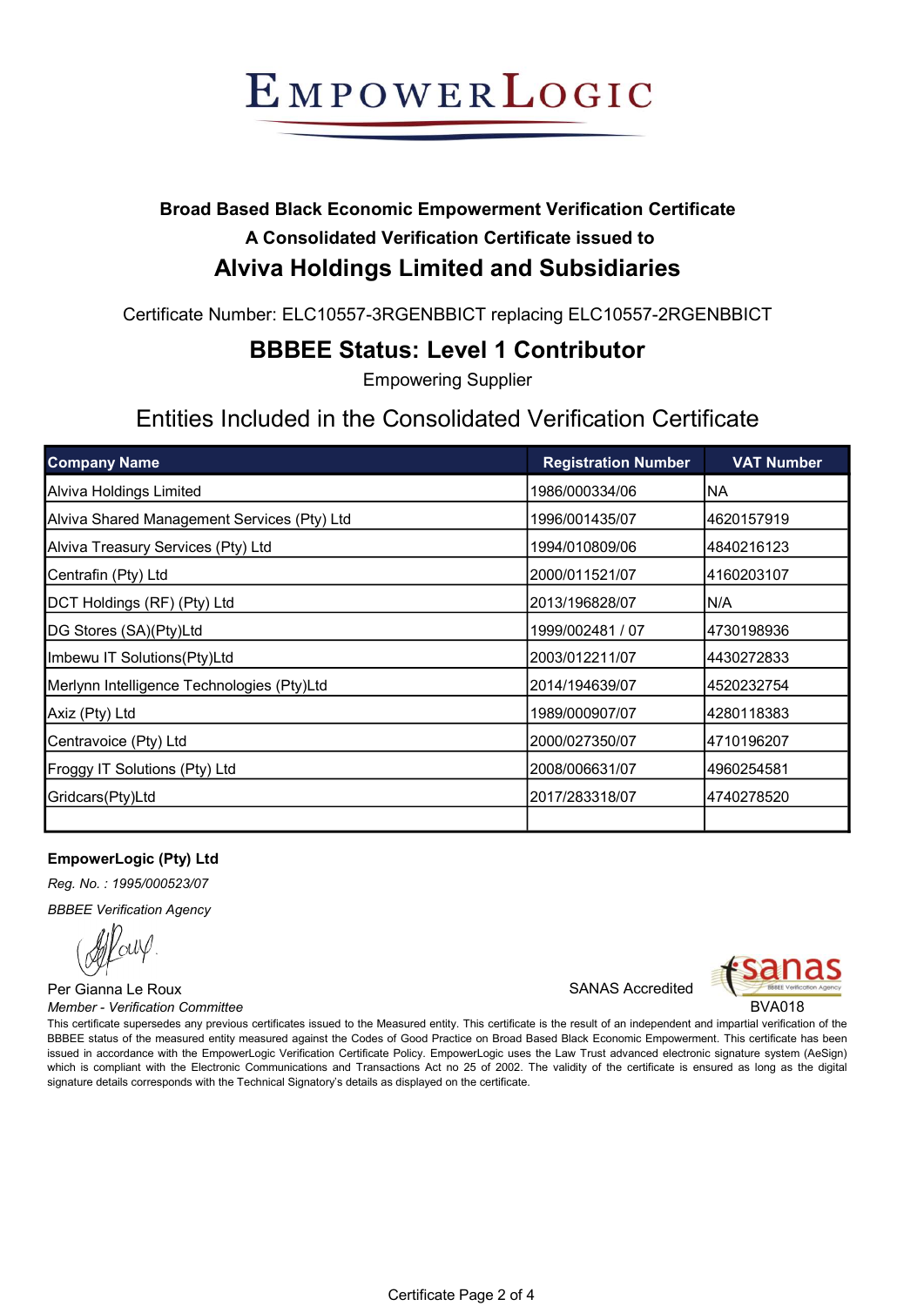# EmpowerLogic

**Broad Based Black Economic Empowerment Verification Certificate**

**A Consolidated Verification Certificate issued to**

## Alviva Holdings Limited and Subsidiaries

Certificate Number: ELC10557-3RGENBBICT replacing ELC10557-2RGENBBICT

## BBBEE Status: Level 1 Contributor

Empowering Supplier

### Entities Included in the Consolidated Verification Certificate

| Company Name | Registration Number | VAT Number |
|---|---|---|
| Alviva Holdings Limited | 1986/000334/06 | NA |
| Alviva Shared Management Services (Pty) Ltd | 1996/001435/07 | 4620157919 |
| Alviva Treasury Services (Pty) Ltd | 1994/010809/06 | 4840216123 |
| Centrafin (Pty) Ltd | 2000/011521/07 | 4160203107 |
| DCT Holdings (RF) (Pty) Ltd | 2013/196828/07 | N/A |
| DG Stores (SA)(Pty)Ltd | 1999/002481 / 07 | 4730198936 |
| Imbewu IT Solutions(Pty)Ltd | 2003/012211/07 | 4430272833 |
| Merlynn Intelligence Technologies (Pty)Ltd | 2014/194639/07 | 4520232754 |
| Axiz (Pty) Ltd | 1989/000907/07 | 4280118383 |
| Centravoice (Pty) Ltd | 2000/027350/07 | 4710196207 |
| Froggy IT Solutions (Pty) Ltd | 2008/006631/07 | 4960254581 |
| Gridcars(Pty)Ltd | 2017/283318/07 | 4740278520 |
| | | |

**EmpowerLogic (Pty) Ltd**

*Reg. No. : 1995/000523/07*

*BBBEE Verification Agency*

Per Gianna Le Roux

*Member - Verification Committee*

SANAS Accredited

BVA018

This certificate supersedes any previous certificates issued to the Measured entity. This certificate is the result of an independent and impartial verification of the BBBEE status of the measured entity measured against the Codes of Good Practice on Broad Based Black Economic Empowerment. This certificate has been issued in accordance with the EmpowerLogic Verification Certificate Policy. EmpowerLogic uses the Law Trust advanced electronic signature system (AeSign) which is compliant with the Electronic Communications and Transactions Act no 25 of 2002. The validity of the certificate is ensured as long as the digital signature details corresponds with the Technical Signatory's details as displayed on the certificate.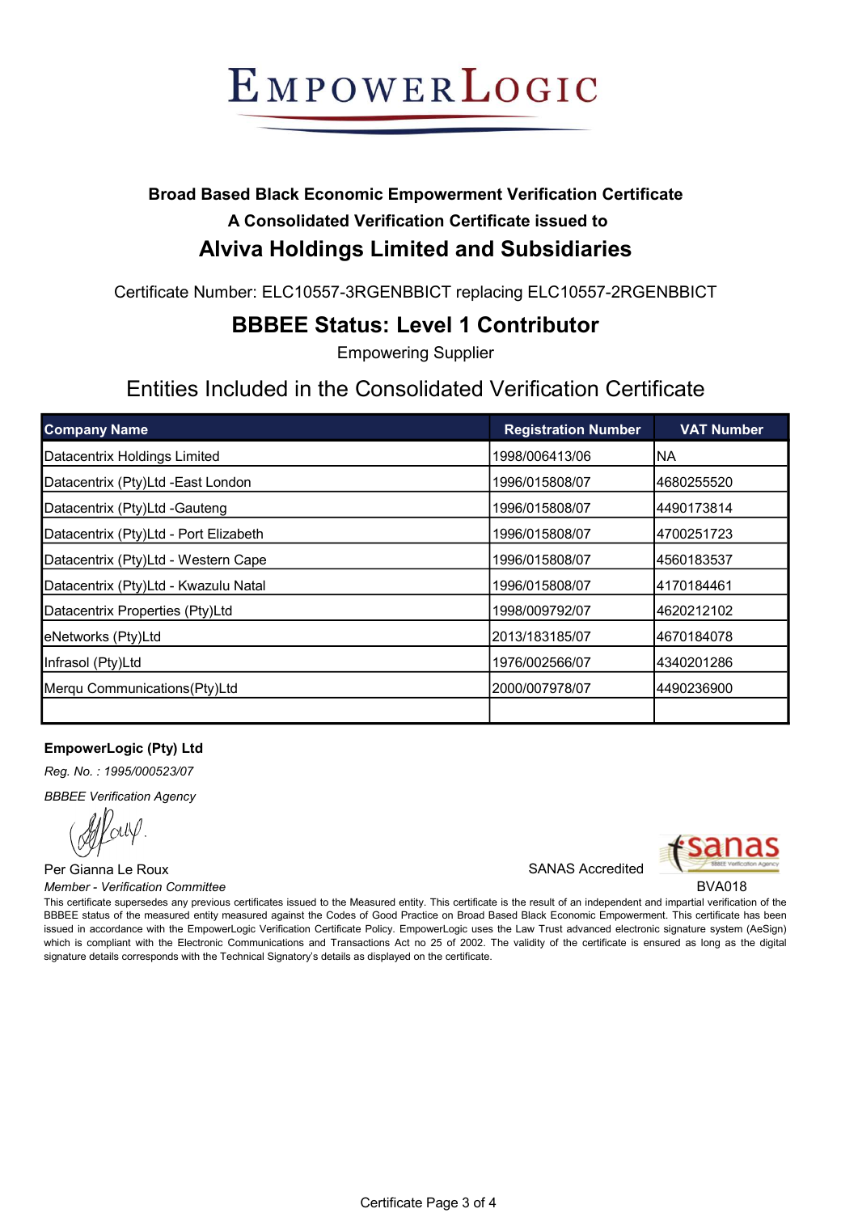# EMPOWERLOGIC

**Broad Based Black Economic Empowerment Verification Certificate**

**A Consolidated Verification Certificate issued to**

## Alviva Holdings Limited and Subsidiaries

Certificate Number: ELC10557-3RGENBBICT replacing ELC10557-2RGENBBICT

## BBBEE Status: Level 1 Contributor

Empowering Supplier

## Entities Included in the Consolidated Verification Certificate

| Company Name | Registration Number | VAT Number |
|---|---|---|
| Datacentrix Holdings Limited | 1998/006413/06 | NA |
| Datacentrix (Pty)Ltd -East London | 1996/015808/07 | 4680255520 |
| Datacentrix (Pty)Ltd -Gauteng | 1996/015808/07 | 4490173814 |
| Datacentrix (Pty)Ltd - Port Elizabeth | 1996/015808/07 | 4700251723 |
| Datacentrix (Pty)Ltd - Western Cape | 1996/015808/07 | 4560183537 |
| Datacentrix (Pty)Ltd - Kwazulu Natal | 1996/015808/07 | 4170184461 |
| Datacentrix Properties (Pty)Ltd | 1998/009792/07 | 4620212102 |
| eNetworks (Pty)Ltd | 2013/183185/07 | 4670184078 |
| Infrasol (Pty)Ltd | 1976/002566/07 | 4340201286 |
| Merqu Communications(Pty)Ltd | 2000/007978/07 | 4490236900 |
| | | |

**EmpowerLogic (Pty) Ltd**

*Reg. No. : 1995/000523/07*

*BBBEE Verification Agency*

Per Gianna Le Roux

*Member - Verification Committee*

SANAS Accredited

BVA018

This certificate supersedes any previous certificates issued to the Measured entity. This certificate is the result of an independent and impartial verification of the BBBEE status of the measured entity measured against the Codes of Good Practice on Broad Based Black Economic Empowerment. This certificate has been issued in accordance with the EmpowerLogic Verification Certificate Policy. EmpowerLogic uses the Law Trust advanced electronic signature system (AeSign) which is compliant with the Electronic Communications and Transactions Act no 25 of 2002. The validity of the certificate is ensured as long as the digital signature details corresponds with the Technical Signatory's details as displayed on the certificate.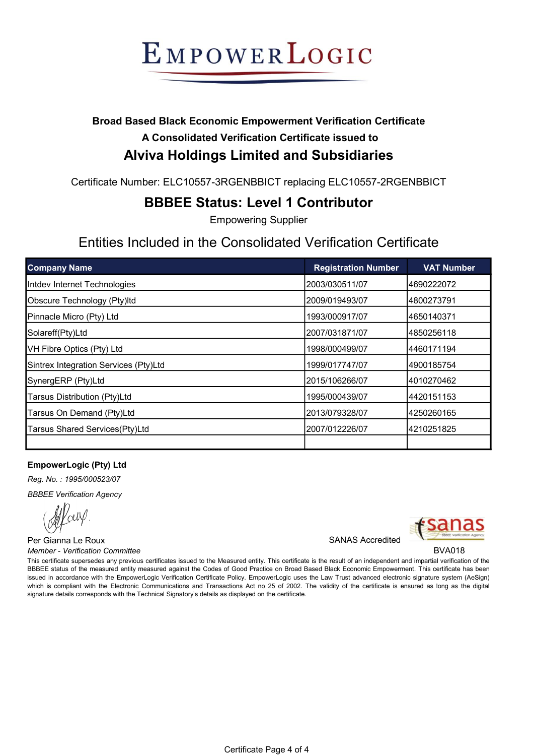# EMPOWERLOGIC

**Broad Based Black Economic Empowerment Verification Certificate**

**A Consolidated Verification Certificate issued to**

## Alviva Holdings Limited and Subsidiaries

Certificate Number: ELC10557-3RGENBBICT replacing ELC10557-2RGENBBICT

## BBBEE Status: Level 1 Contributor

Empowering Supplier

### Entities Included in the Consolidated Verification Certificate

| Company Name | Registration Number | VAT Number |
|---|---|---|
| Intdev Internet Technologies | 2003/030511/07 | 4690222072 |
| Obscure Technology (Pty)ltd | 2009/019493/07 | 4800273791 |
| Pinnacle Micro (Pty) Ltd | 1993/000917/07 | 4650140371 |
| Solareff(Pty)Ltd | 2007/031871/07 | 4850256118 |
| VH Fibre Optics (Pty) Ltd | 1998/000499/07 | 4460171194 |
| Sintrex Integration Services (Pty)Ltd | 1999/017747/07 | 4900185754 |
| SynergERP (Pty)Ltd | 2015/106266/07 | 4010270462 |
| Tarsus Distribution (Pty)Ltd | 1995/000439/07 | 4420151153 |
| Tarsus On Demand (Pty)Ltd | 2013/079328/07 | 4250260165 |
| Tarsus Shared Services(Pty)Ltd | 2007/012226/07 | 4210251825 |
| | | |

**EmpowerLogic (Pty) Ltd**

*Reg. No. : 1995/000523/07*

*BBBEE Verification Agency*

Per Gianna Le Roux

*Member - Verification Committee*

SANAS Accredited

BVA018

This certificate supersedes any previous certificates issued to the Measured entity. This certificate is the result of an independent and impartial verification of the BBBEE status of the measured entity measured against the Codes of Good Practice on Broad Based Black Economic Empowerment. This certificate has been issued in accordance with the EmpowerLogic Verification Certificate Policy. EmpowerLogic uses the Law Trust advanced electronic signature system (AeSign) which is compliant with the Electronic Communications and Transactions Act no 25 of 2002. The validity of the certificate is ensured as long as the digital signature details corresponds with the Technical Signatory's details as displayed on the certificate.